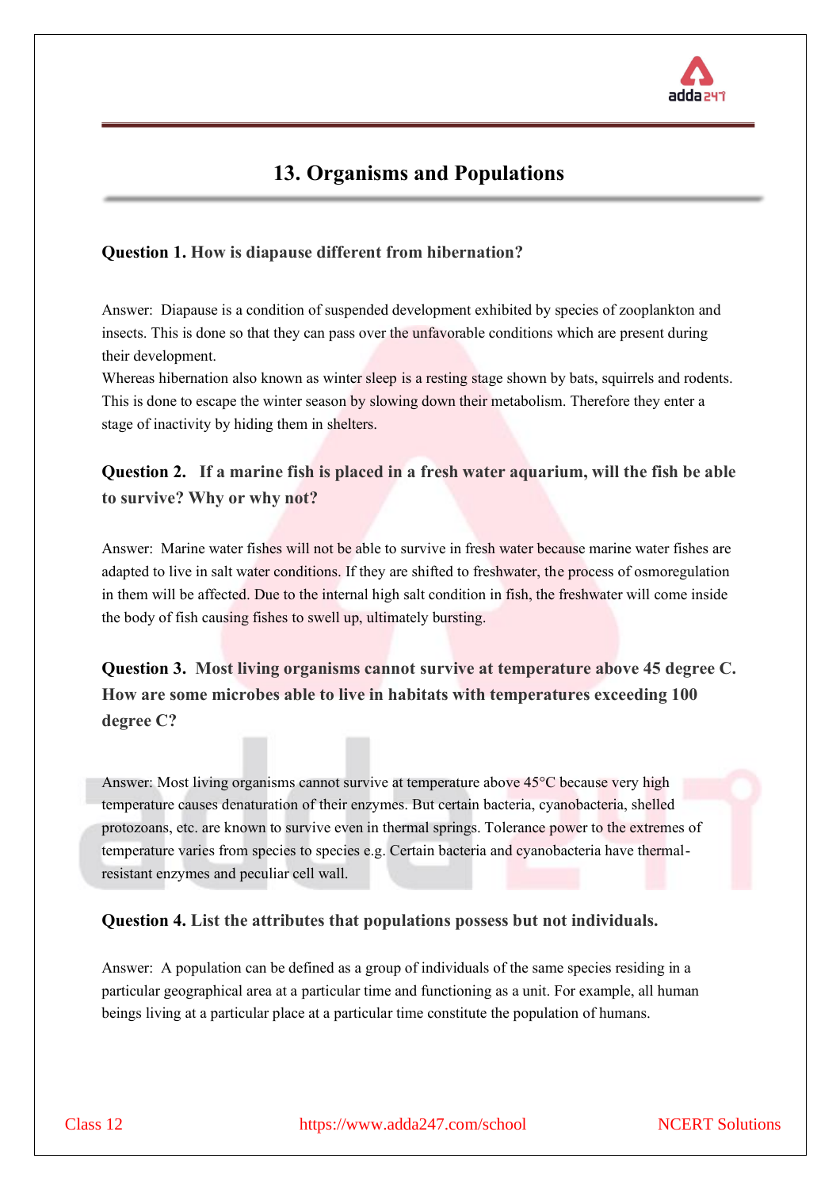# 13. Organisms and Populations

**Question 1. How is diapause different from hibernation?**

Answer: Diapause is a condition of suspended development exhibited by species of zooplankton and insects. This is done so that they can pass over the unfavorable conditions which are present during their development.

Whereas hibernation also known as winter sleep is a resting stage shown by bats, squirrels and rodents. This is done to escape the winter season by slowing down their metabolism. Therefore they enter a stage of inactivity by hiding them in shelters.

**Question 2. If a marine fish is placed in a fresh water aquarium, will the fish be able to survive? Why or why not?**

Answer: Marine water fishes will not be able to survive in fresh water because marine water fishes are adapted to live in salt water conditions. If they are shifted to freshwater, the process of osmoregulation in them will be affected. Due to the internal high salt condition in fish, the freshwater will come inside the body of fish causing fishes to swell up, ultimately bursting.

**Question 3. Most living organisms cannot survive at temperature above 45 degree C. How are some microbes able to live in habitats with temperatures exceeding 100 degree C?**

Answer: Most living organisms cannot survive at temperature above 45°C because very high temperature causes denaturation of their enzymes. But certain bacteria, cyanobacteria, shelled protozoans, etc. are known to survive even in thermal springs. Tolerance power to the extremes of temperature varies from species to species e.g. Certain bacteria and cyanobacteria have thermal-resistant enzymes and peculiar cell wall.

**Question 4. List the attributes that populations possess but not individuals.**

Answer: A population can be defined as a group of individuals of the same species residing in a particular geographical area at a particular time and functioning as a unit. For example, all human beings living at a particular place at a particular time constitute the population of humans.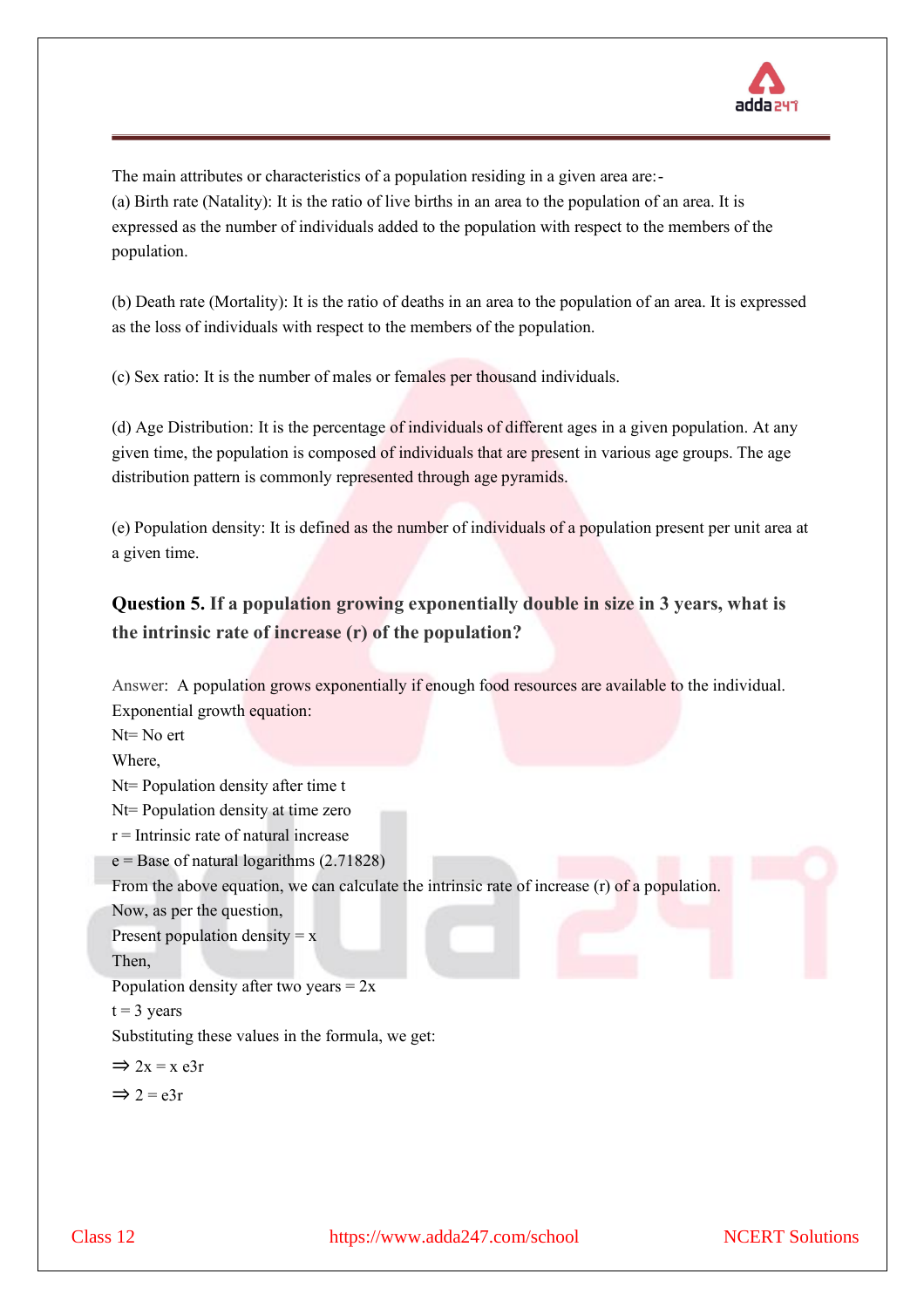The main attributes or characteristics of a population residing in a given area are:-

(a) Birth rate (Natality): It is the ratio of live births in an area to the population of an area. It is expressed as the number of individuals added to the population with respect to the members of the population.

(b) Death rate (Mortality): It is the ratio of deaths in an area to the population of an area. It is expressed as the loss of individuals with respect to the members of the population.

(c) Sex ratio: It is the number of males or females per thousand individuals.

(d) Age Distribution: It is the percentage of individuals of different ages in a given population. At any given time, the population is composed of individuals that are present in various age groups. The age distribution pattern is commonly represented through age pyramids.

(e) Population density: It is defined as the number of individuals of a population present per unit area at a given time.

**Question 5. If a population growing exponentially double in size in 3 years, what is the intrinsic rate of increase (r) of the population?**

Answer: A population grows exponentially if enough food resources are available to the individual.

Exponential growth equation:

Nt= No ert

Where,

Nt= Population density after time t

Nt= Population density at time zero

r = Intrinsic rate of natural increase

e = Base of natural logarithms (2.71828)

From the above equation, we can calculate the intrinsic rate of increase (r) of a population.

Now, as per the question,

Present population density = x

Then,

Population density after two years = 2x

t = 3 years

Substituting these values in the formula, we get:

⇒ 2x = x e3r

⇒ 2 = e3r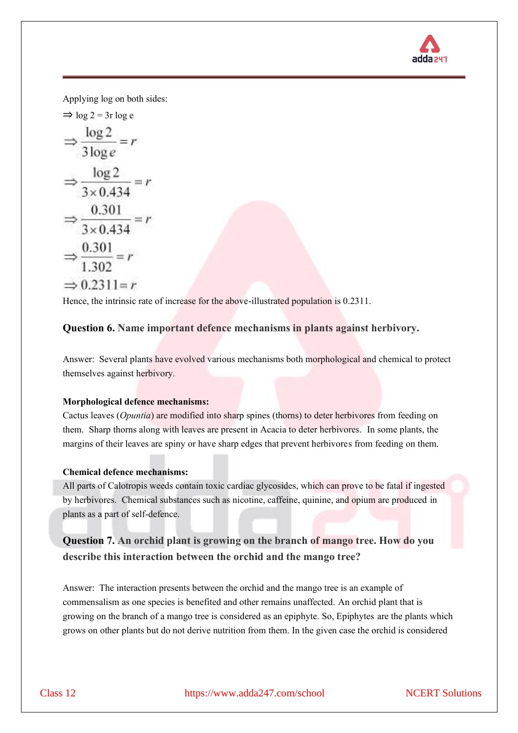Applying log on both sides:

$\Rightarrow$ log 2 = 3r log e

$$\Rightarrow \frac{\log 2}{3\log e} = r$$

$$\Rightarrow \frac{\log 2}{3 \times 0.434} = r$$

$$\Rightarrow \frac{0.301}{3 \times 0.434} = r$$

$$\Rightarrow \frac{0.301}{1.302} = r$$

$$\Rightarrow 0.2311 = r$$

Hence, the intrinsic rate of increase for the above-illustrated population is 0.2311.

### Question 6. Name important defence mechanisms in plants against herbivory.

Answer: Several plants have evolved various mechanisms both morphological and chemical to protect themselves against herbivory.

**Morphological defence mechanisms:**

Cactus leaves (*Opuntia*) are modified into sharp spines (thorns) to deter herbivores from feeding on them. Sharp thorns along with leaves are present in Acacia to deter herbivores. In some plants, the margins of their leaves are spiny or have sharp edges that prevent herbivores from feeding on them.

**Chemical defence mechanisms:**

All parts of Calotropis weeds contain toxic cardiac glycosides, which can prove to be fatal if ingested by herbivores. Chemical substances such as nicotine, caffeine, quinine, and opium are produced in plants as a part of self-defence.

### Question 7. An orchid plant is growing on the branch of mango tree. How do you describe this interaction between the orchid and the mango tree?

Answer: The interaction presents between the orchid and the mango tree is an example of commensalism as one species is benefited and other remains unaffected. An orchid plant that is growing on the branch of a mango tree is considered as an epiphyte. So, Epiphytes are the plants which grows on other plants but do not derive nutrition from them. In the given case the orchid is considered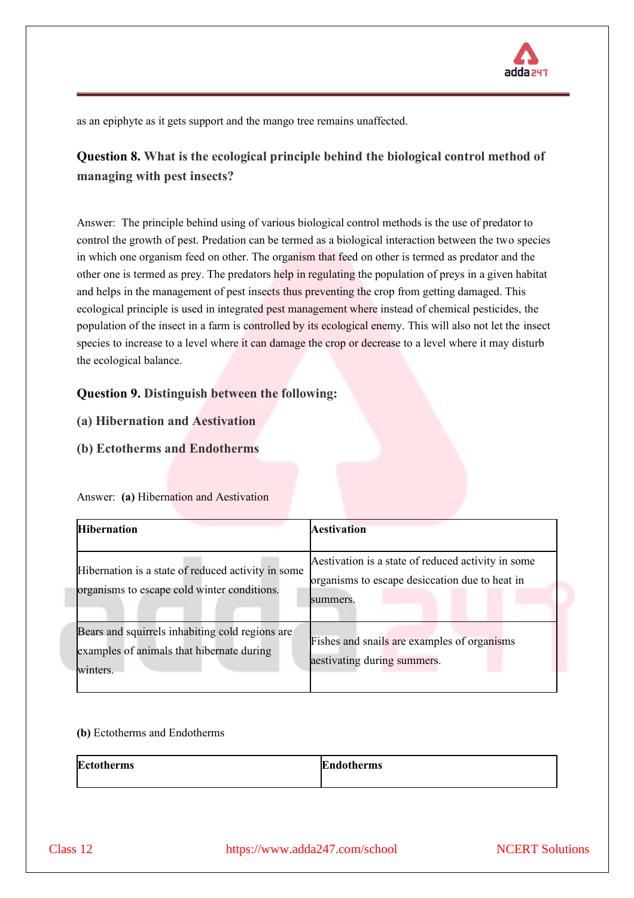as an epiphyte as it gets support and the mango tree remains unaffected.

**Question 8. What is the ecological principle behind the biological control method of managing with pest insects?**

Answer: The principle behind using of various biological control methods is the use of predator to control the growth of pest. Predation can be termed as a biological interaction between the two species in which one organism feed on other. The organism that feed on other is termed as predator and the other one is termed as prey. The predators help in regulating the population of preys in a given habitat and helps in the management of pest insects thus preventing the crop from getting damaged. This ecological principle is used in integrated pest management where instead of chemical pesticides, the population of the insect in a farm is controlled by its ecological enemy. This will also not let the insect species to increase to a level where it can damage the crop or decrease to a level where it may disturb the ecological balance.

**Question 9. Distinguish between the following:**

**(a) Hibernation and Aestivation**

**(b) Ectotherms and Endotherms**

Answer: **(a)** Hibernation and Aestivation

| **Hibernation** | **Aestivation** |
|---|---|
| Hibernation is a state of reduced activity in some organisms to escape cold winter conditions. | Aestivation is a state of reduced activity in some organisms to escape desiccation due to heat in summers. |
| Bears and squirrels inhabiting cold regions are examples of animals that hibernate during winters. | Fishes and snails are examples of organisms aestivating during summers. |

**(b)** Ectotherms and Endotherms

| **Ectotherms** | **Endotherms** |
|---|---|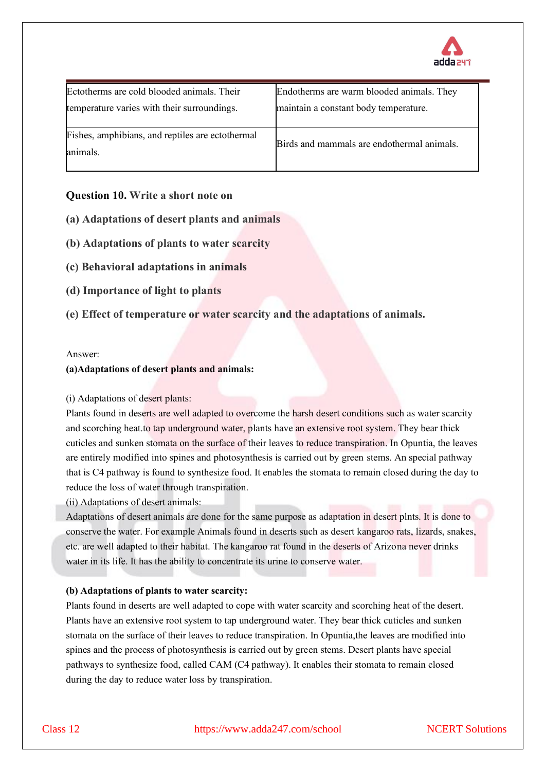| Ectotherms are cold blooded animals. Their temperature varies with their surroundings. | Endotherms are warm blooded animals. They maintain a constant body temperature. |
|---|---|
| Fishes, amphibians, and reptiles are ectothermal animals. | Birds and mammals are endothermal animals. |

**Question 10. Write a short note on**

**(a) Adaptations of desert plants and animals**

**(b) Adaptations of plants to water scarcity**

**(c) Behavioral adaptations in animals**

**(d) Importance of light to plants**

**(e) Effect of temperature or water scarcity and the adaptations of animals.**

Answer:

**(a)Adaptations of desert plants and animals:**

(i) Adaptations of desert plants:

Plants found in deserts are well adapted to overcome the harsh desert conditions such as water scarcity and scorching heat.to tap underground water, plants have an extensive root system. They bear thick cuticles and sunken stomata on the surface of their leaves to reduce transpiration. In Opuntia, the leaves are entirely modified into spines and photosynthesis is carried out by green stems. An special pathway that is C4 pathway is found to synthesize food. It enables the stomata to remain closed during the day to reduce the loss of water through transpiration.

(ii) Adaptations of desert animals:

Adaptations of desert animals are done for the same purpose as adaptation in desert plnts. It is done to conserve the water. For example Animals found in deserts such as desert kangaroo rats, lizards, snakes, etc. are well adapted to their habitat. The kangaroo rat found in the deserts of Arizona never drinks water in its life. It has the ability to concentrate its urine to conserve water.

**(b) Adaptations of plants to water scarcity:**

Plants found in deserts are well adapted to cope with water scarcity and scorching heat of the desert. Plants have an extensive root system to tap underground water. They bear thick cuticles and sunken stomata on the surface of their leaves to reduce transpiration. In Opuntia,the leaves are modified into spines and the process of photosynthesis is carried out by green stems. Desert plants have special pathways to synthesize food, called CAM (C4 pathway). It enables their stomata to remain closed during the day to reduce water loss by transpiration.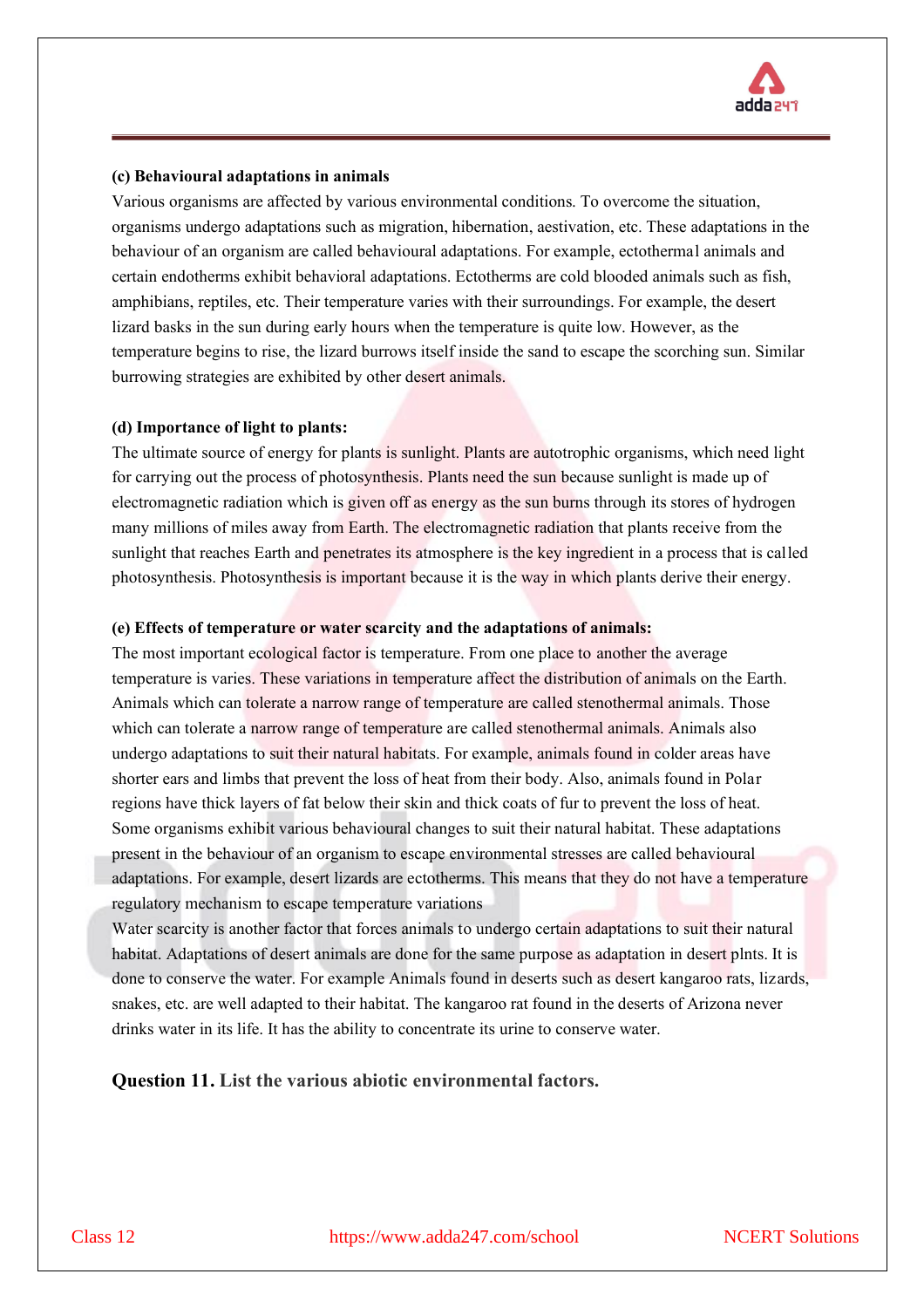**(c) Behavioural adaptations in animals**

Various organisms are affected by various environmental conditions. To overcome the situation, organisms undergo adaptations such as migration, hibernation, aestivation, etc. These adaptations in the behaviour of an organism are called behavioural adaptations. For example, ectothermal animals and certain endotherms exhibit behavioral adaptations. Ectotherms are cold blooded animals such as fish, amphibians, reptiles, etc. Their temperature varies with their surroundings. For example, the desert lizard basks in the sun during early hours when the temperature is quite low. However, as the temperature begins to rise, the lizard burrows itself inside the sand to escape the scorching sun. Similar burrowing strategies are exhibited by other desert animals.

**(d) Importance of light to plants:**

The ultimate source of energy for plants is sunlight. Plants are autotrophic organisms, which need light for carrying out the process of photosynthesis. Plants need the sun because sunlight is made up of electromagnetic radiation which is given off as energy as the sun burns through its stores of hydrogen many millions of miles away from Earth. The electromagnetic radiation that plants receive from the sunlight that reaches Earth and penetrates its atmosphere is the key ingredient in a process that is called photosynthesis. Photosynthesis is important because it is the way in which plants derive their energy.

**(e) Effects of temperature or water scarcity and the adaptations of animals:**

The most important ecological factor is temperature. From one place to another the average temperature is varies. These variations in temperature affect the distribution of animals on the Earth. Animals which can tolerate a narrow range of temperature are called stenothermal animals. Those which can tolerate a narrow range of temperature are called stenothermal animals. Animals also undergo adaptations to suit their natural habitats. For example, animals found in colder areas have shorter ears and limbs that prevent the loss of heat from their body. Also, animals found in Polar regions have thick layers of fat below their skin and thick coats of fur to prevent the loss of heat. Some organisms exhibit various behavioural changes to suit their natural habitat. These adaptations present in the behaviour of an organism to escape environmental stresses are called behavioural adaptations. For example, desert lizards are ectotherms. This means that they do not have a temperature regulatory mechanism to escape temperature variations

Water scarcity is another factor that forces animals to undergo certain adaptations to suit their natural habitat. Adaptations of desert animals are done for the same purpose as adaptation in desert plnts. It is done to conserve the water. For example Animals found in deserts such as desert kangaroo rats, lizards, snakes, etc. are well adapted to their habitat. The kangaroo rat found in the deserts of Arizona never drinks water in its life. It has the ability to concentrate its urine to conserve water.

**Question 11. List the various abiotic environmental factors.**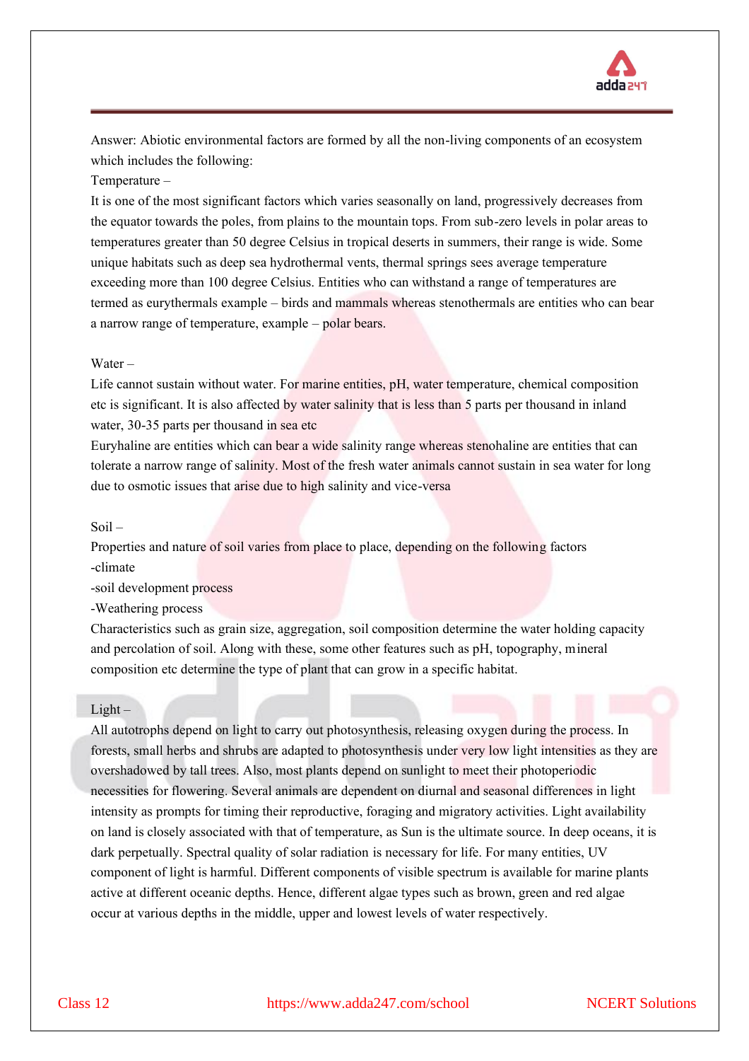Answer: Abiotic environmental factors are formed by all the non-living components of an ecosystem which includes the following:

Temperature –

It is one of the most significant factors which varies seasonally on land, progressively decreases from the equator towards the poles, from plains to the mountain tops. From sub-zero levels in polar areas to temperatures greater than 50 degree Celsius in tropical deserts in summers, their range is wide. Some unique habitats such as deep sea hydrothermal vents, thermal springs sees average temperature exceeding more than 100 degree Celsius. Entities who can withstand a range of temperatures are termed as eurythermals example – birds and mammals whereas stenothermals are entities who can bear a narrow range of temperature, example – polar bears.

Water –

Life cannot sustain without water. For marine entities, pH, water temperature, chemical composition etc is significant. It is also affected by water salinity that is less than 5 parts per thousand in inland water, 30-35 parts per thousand in sea etc

Euryhaline are entities which can bear a wide salinity range whereas stenohaline are entities that can tolerate a narrow range of salinity. Most of the fresh water animals cannot sustain in sea water for long due to osmotic issues that arise due to high salinity and vice-versa

Soil –

Properties and nature of soil varies from place to place, depending on the following factors

-climate

-soil development process

-Weathering process

Characteristics such as grain size, aggregation, soil composition determine the water holding capacity and percolation of soil. Along with these, some other features such as pH, topography, mineral composition etc determine the type of plant that can grow in a specific habitat.

Light –

All autotrophs depend on light to carry out photosynthesis, releasing oxygen during the process. In forests, small herbs and shrubs are adapted to photosynthesis under very low light intensities as they are overshadowed by tall trees. Also, most plants depend on sunlight to meet their photoperiodic necessities for flowering. Several animals are dependent on diurnal and seasonal differences in light intensity as prompts for timing their reproductive, foraging and migratory activities. Light availability on land is closely associated with that of temperature, as Sun is the ultimate source. In deep oceans, it is dark perpetually. Spectral quality of solar radiation is necessary for life. For many entities, UV component of light is harmful. Different components of visible spectrum is available for marine plants active at different oceanic depths. Hence, different algae types such as brown, green and red algae occur at various depths in the middle, upper and lowest levels of water respectively.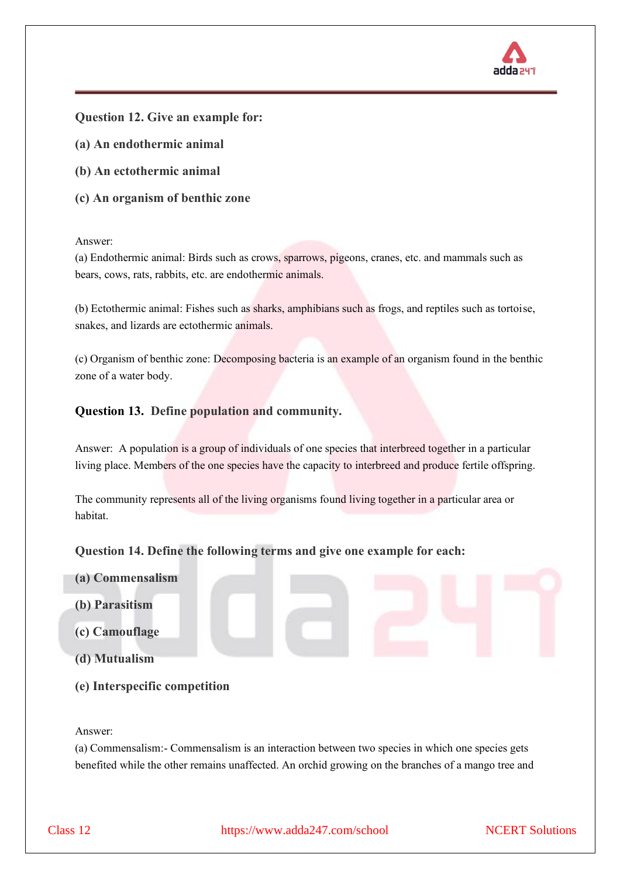**Question 12. Give an example for:**

**(a) An endothermic animal**

**(b) An ectothermic animal**

**(c) An organism of benthic zone**

Answer:
(a) Endothermic animal: Birds such as crows, sparrows, pigeons, cranes, etc. and mammals such as bears, cows, rats, rabbits, etc. are endothermic animals.

(b) Ectothermic animal: Fishes such as sharks, amphibians such as frogs, and reptiles such as tortoise, snakes, and lizards are ectothermic animals.

(c) Organism of benthic zone: Decomposing bacteria is an example of an organism found in the benthic zone of a water body.

**Question 13. Define population and community.**

Answer: A population is a group of individuals of one species that interbreed together in a particular living place. Members of the one species have the capacity to interbreed and produce fertile offspring.

The community represents all of the living organisms found living together in a particular area or habitat.

**Question 14. Define the following terms and give one example for each:**

**(a) Commensalism**

**(b) Parasitism**

**(c) Camouflage**

**(d) Mutualism**

**(e) Interspecific competition**

Answer:
(a) Commensalism:- Commensalism is an interaction between two species in which one species gets benefited while the other remains unaffected. An orchid growing on the branches of a mango tree and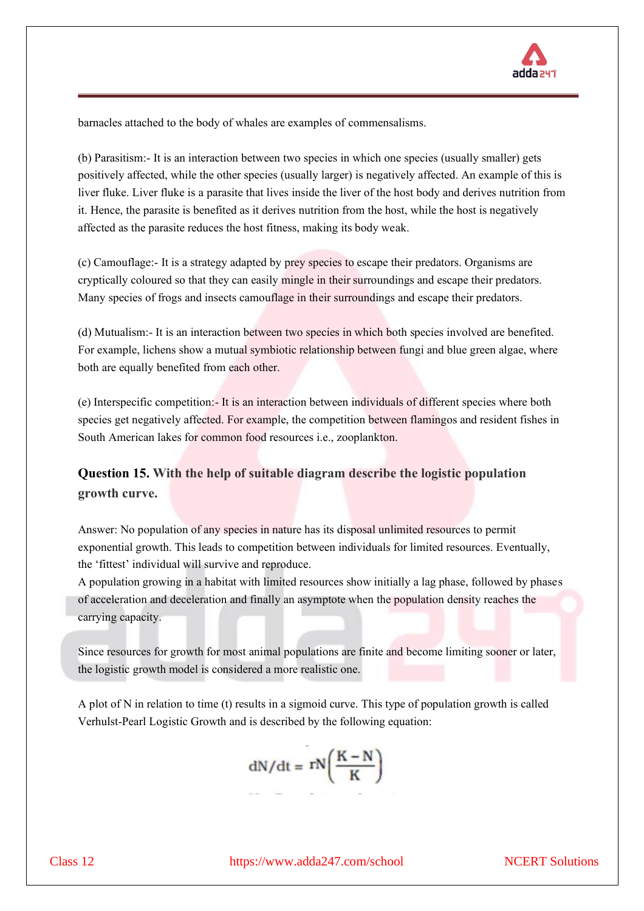barnacles attached to the body of whales are examples of commensalisms.

(b) Parasitism:- It is an interaction between two species in which one species (usually smaller) gets positively affected, while the other species (usually larger) is negatively affected. An example of this is liver fluke. Liver fluke is a parasite that lives inside the liver of the host body and derives nutrition from it. Hence, the parasite is benefited as it derives nutrition from the host, while the host is negatively affected as the parasite reduces the host fitness, making its body weak.

(c) Camouflage:- It is a strategy adapted by prey species to escape their predators. Organisms are cryptically coloured so that they can easily mingle in their surroundings and escape their predators. Many species of frogs and insects camouflage in their surroundings and escape their predators.

(d) Mutualism:- It is an interaction between two species in which both species involved are benefited. For example, lichens show a mutual symbiotic relationship between fungi and blue green algae, where both are equally benefited from each other.

(e) Interspecific competition:- It is an interaction between individuals of different species where both species get negatively affected. For example, the competition between flamingos and resident fishes in South American lakes for common food resources i.e., zooplankton.

**Question 15. With the help of suitable diagram describe the logistic population growth curve.**

Answer: No population of any species in nature has its disposal unlimited resources to permit exponential growth. This leads to competition between individuals for limited resources. Eventually, the 'fittest' individual will survive and reproduce.
A population growing in a habitat with limited resources show initially a lag phase, followed by phases of acceleration and deceleration and finally an asymptote when the population density reaches the carrying capacity.

Since resources for growth for most animal populations are finite and become limiting sooner or later, the logistic growth model is considered a more realistic one.

A plot of N in relation to time (t) results in a sigmoid curve. This type of population growth is called Verhulst-Pearl Logistic Growth and is described by the following equation:

$$dN/dt = rN\left(\frac{K-N}{K}\right)$$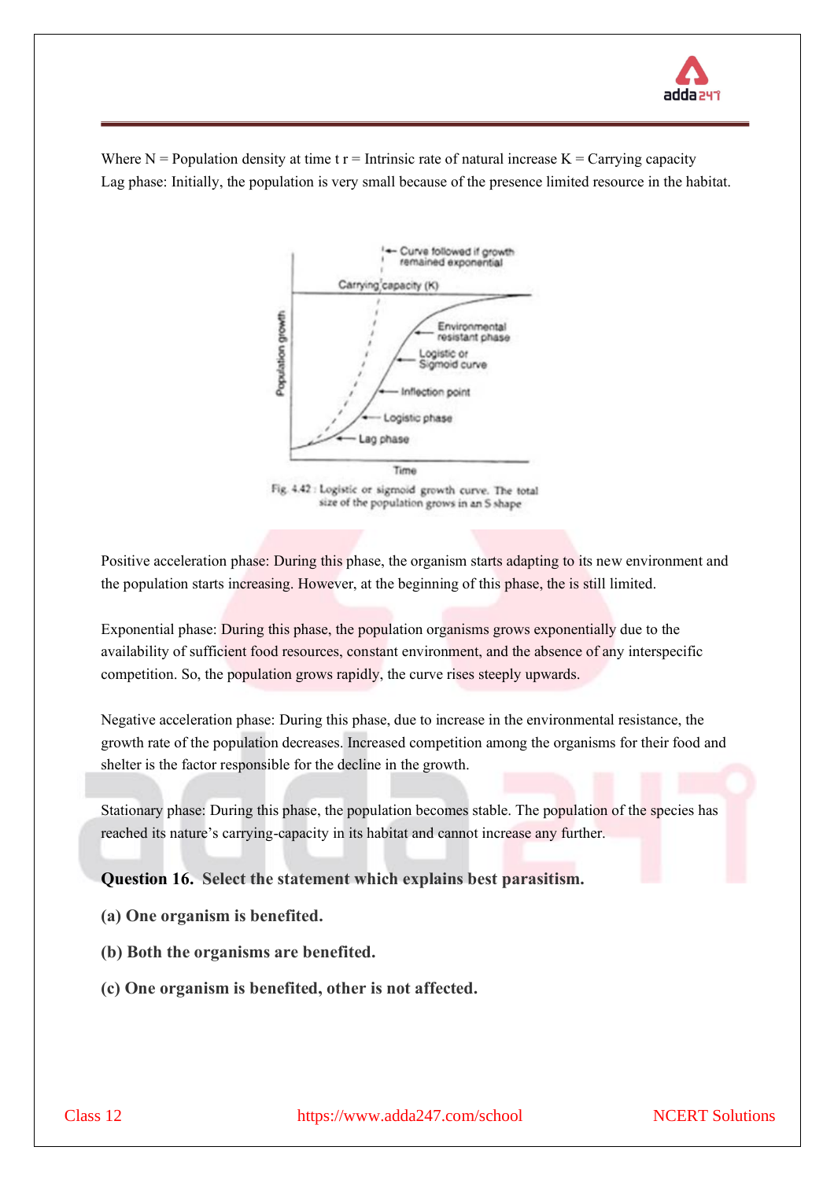Where N = Population density at time t r = Intrinsic rate of natural increase K = Carrying capacity
Lag phase: Initially, the population is very small because of the presence limited resource in the habitat.

Fig. 4.42 : Logistic or sigmoid growth curve. The total size of the population grows in an S shape

Positive acceleration phase: During this phase, the organism starts adapting to its new environment and the population starts increasing. However, at the beginning of this phase, the is still limited.

Exponential phase: During this phase, the population organisms grows exponentially due to the availability of sufficient food resources, constant environment, and the absence of any interspecific competition. So, the population grows rapidly, the curve rises steeply upwards.

Negative acceleration phase: During this phase, due to increase in the environmental resistance, the growth rate of the population decreases. Increased competition among the organisms for their food and shelter is the factor responsible for the decline in the growth.

Stationary phase: During this phase, the population becomes stable. The population of the species has reached its nature's carrying-capacity in its habitat and cannot increase any further.

**Question 16. Select the statement which explains best parasitism.**

**(a) One organism is benefited.**

**(b) Both the organisms are benefited.**

**(c) One organism is benefited, other is not affected.**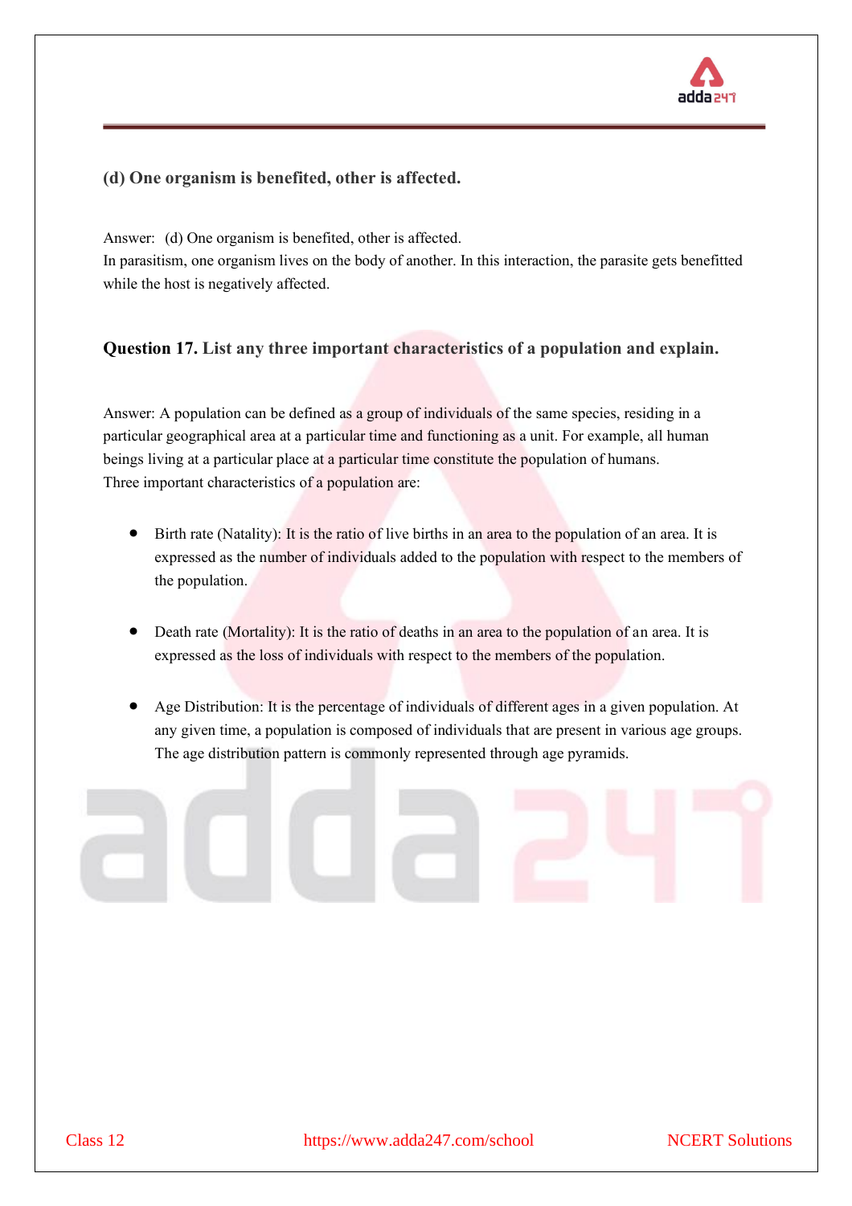**(d) One organism is benefited, other is affected.**

Answer: (d) One organism is benefited, other is affected.
In parasitism, one organism lives on the body of another. In this interaction, the parasite gets benefitted while the host is negatively affected.

**Question 17. List any three important characteristics of a population and explain.**

Answer: A population can be defined as a group of individuals of the same species, residing in a particular geographical area at a particular time and functioning as a unit. For example, all human beings living at a particular place at a particular time constitute the population of humans.
Three important characteristics of a population are:

- Birth rate (Natality): It is the ratio of live births in an area to the population of an area. It is expressed as the number of individuals added to the population with respect to the members of the population.
- Death rate (Mortality): It is the ratio of deaths in an area to the population of an area. It is expressed as the loss of individuals with respect to the members of the population.
- Age Distribution: It is the percentage of individuals of different ages in a given population. At any given time, a population is composed of individuals that are present in various age groups. The age distribution pattern is commonly represented through age pyramids.